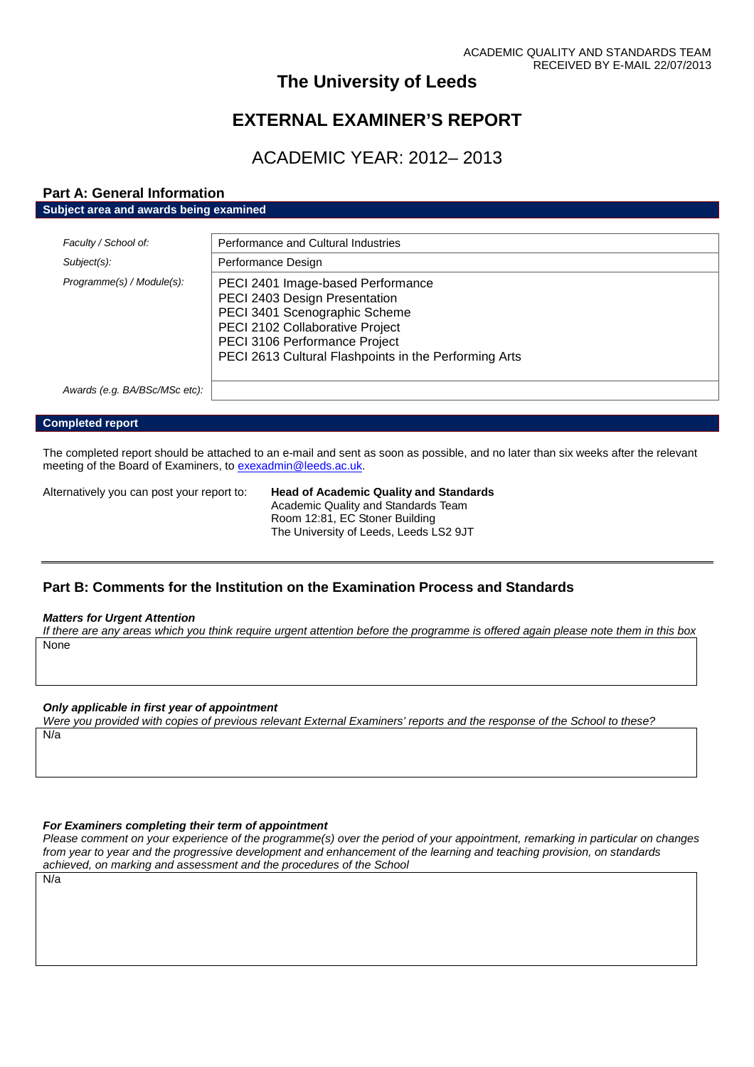ACADEMIC QUALITY AND STANDARDS TEAM
RECEIVED BY E-MAIL 22/07/2013

# The University of Leeds

# EXTERNAL EXAMINER'S REPORT

## ACADEMIC YEAR: 2012– 2013

## Part A: General Information

**Subject area and awards being examined**

| | |
|---|---|
| *Faculty / School of:* | Performance and Cultural Industries |
| *Subject(s):* | Performance Design |
| *Programme(s) / Module(s):* | PECI 2401 Image-based Performance<br>PECI 2403 Design Presentation<br>PECI 3401 Scenographic Scheme<br>PECI 2102 Collaborative Project<br>PECI 3106 Performance Project<br>PECI 2613 Cultural Flashpoints in the Performing Arts |
| *Awards (e.g. BA/BSc/MSc etc):* | |

**Completed report**

The completed report should be attached to an e-mail and sent as soon as possible, and no later than six weeks after the relevant meeting of the Board of Examiners, to exexadmin@leeds.ac.uk.

Alternatively you can post your report to:

**Head of Academic Quality and Standards**
Academic Quality and Standards Team
Room 12:81, EC Stoner Building
The University of Leeds, Leeds LS2 9JT

## Part B: Comments for the Institution on the Examination Process and Standards

***Matters for Urgent Attention***

*If there are any areas which you think require urgent attention before the programme is offered again please note them in this box*

None

***Only applicable in first year of appointment***

*Were you provided with copies of previous relevant External Examiners' reports and the response of the School to these?*

N/a

***For Examiners completing their term of appointment***

*Please comment on your experience of the programme(s) over the period of your appointment, remarking in particular on changes from year to year and the progressive development and enhancement of the learning and teaching provision, on standards achieved, on marking and assessment and the procedures of the School*

N/a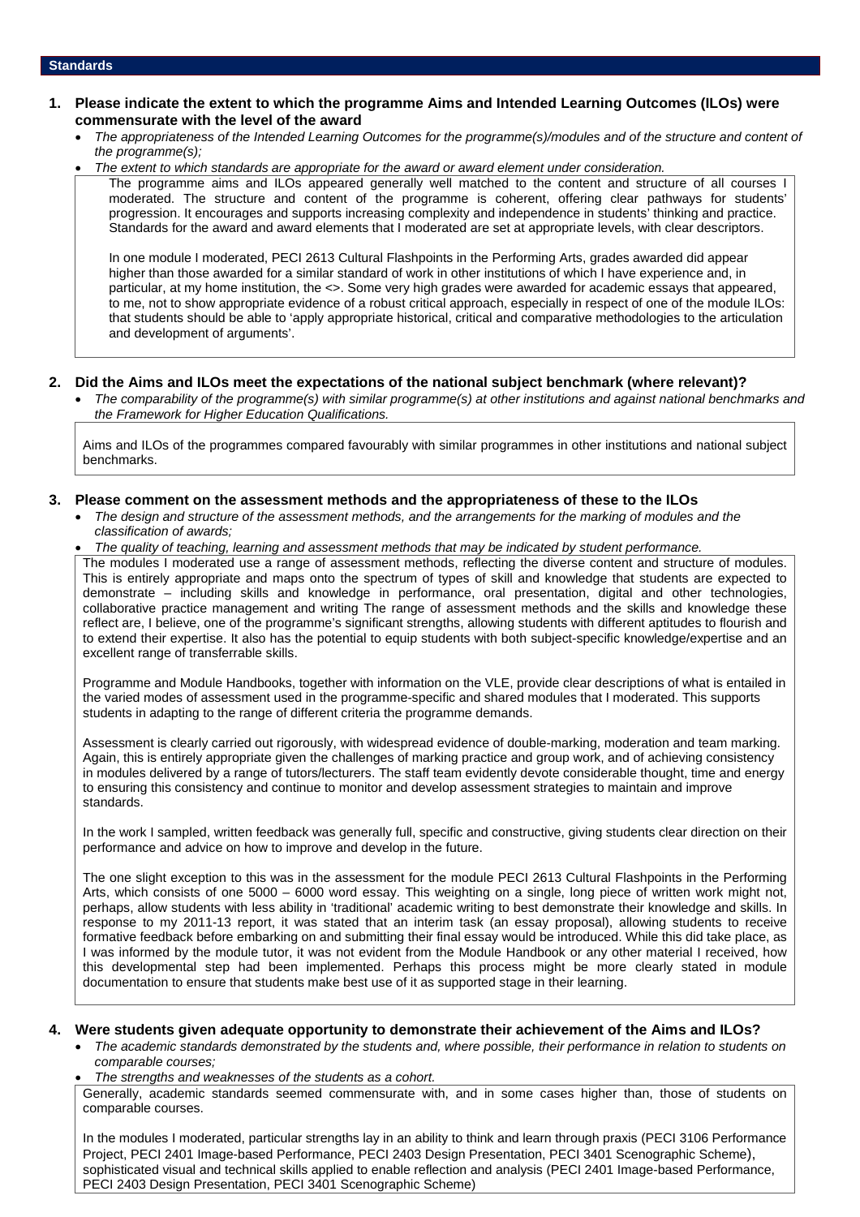## Standards

### 1. Please indicate the extent to which the programme Aims and Intended Learning Outcomes (ILOs) were commensurate with the level of the award

- *The appropriateness of the Intended Learning Outcomes for the programme(s)/modules and of the structure and content of the programme(s);*
- *The extent to which standards are appropriate for the award or award element under consideration.*

The programme aims and ILOs appeared generally well matched to the content and structure of all courses I moderated. The structure and content of the programme is coherent, offering clear pathways for students' progression. It encourages and supports increasing complexity and independence in students' thinking and practice. Standards for the award and award elements that I moderated are set at appropriate levels, with clear descriptors.

In one module I moderated, PECI 2613 Cultural Flashpoints in the Performing Arts, grades awarded did appear higher than those awarded for a similar standard of work in other institutions of which I have experience and, in particular, at my home institution, the <>. Some very high grades were awarded for academic essays that appeared, to me, not to show appropriate evidence of a robust critical approach, especially in respect of one of the module ILOs: that students should be able to 'apply appropriate historical, critical and comparative methodologies to the articulation and development of arguments'.

### 2. Did the Aims and ILOs meet the expectations of the national subject benchmark (where relevant)?

- *The comparability of the programme(s) with similar programme(s) at other institutions and against national benchmarks and the Framework for Higher Education Qualifications.*

Aims and ILOs of the programmes compared favourably with similar programmes in other institutions and national subject benchmarks.

### 3. Please comment on the assessment methods and the appropriateness of these to the ILOs

- *The design and structure of the assessment methods, and the arrangements for the marking of modules and the classification of awards;*
- *The quality of teaching, learning and assessment methods that may be indicated by student performance.*

The modules I moderated use a range of assessment methods, reflecting the diverse content and structure of modules. This is entirely appropriate and maps onto the spectrum of types of skill and knowledge that students are expected to demonstrate – including skills and knowledge in performance, oral presentation, digital and other technologies, collaborative practice management and writing The range of assessment methods and the skills and knowledge these reflect are, I believe, one of the programme's significant strengths, allowing students with different aptitudes to flourish and to extend their expertise. It also has the potential to equip students with both subject-specific knowledge/expertise and an excellent range of transferrable skills.

Programme and Module Handbooks, together with information on the VLE, provide clear descriptions of what is entailed in the varied modes of assessment used in the programme-specific and shared modules that I moderated. This supports students in adapting to the range of different criteria the programme demands.

Assessment is clearly carried out rigorously, with widespread evidence of double-marking, moderation and team marking. Again, this is entirely appropriate given the challenges of marking practice and group work, and of achieving consistency in modules delivered by a range of tutors/lecturers. The staff team evidently devote considerable thought, time and energy to ensuring this consistency and continue to monitor and develop assessment strategies to maintain and improve standards.

In the work I sampled, written feedback was generally full, specific and constructive, giving students clear direction on their performance and advice on how to improve and develop in the future.

The one slight exception to this was in the assessment for the module PECI 2613 Cultural Flashpoints in the Performing Arts, which consists of one 5000 – 6000 word essay. This weighting on a single, long piece of written work might not, perhaps, allow students with less ability in 'traditional' academic writing to best demonstrate their knowledge and skills. In response to my 2011-13 report, it was stated that an interim task (an essay proposal), allowing students to receive formative feedback before embarking on and submitting their final essay would be introduced. While this did take place, as I was informed by the module tutor, it was not evident from the Module Handbook or any other material I received, how this developmental step had been implemented. Perhaps this process might be more clearly stated in module documentation to ensure that students make best use of it as supported stage in their learning.

### 4. Were students given adequate opportunity to demonstrate their achievement of the Aims and ILOs?

- *The academic standards demonstrated by the students and, where possible, their performance in relation to students on comparable courses;*
- *The strengths and weaknesses of the students as a cohort.*

Generally, academic standards seemed commensurate with, and in some cases higher than, those of students on comparable courses.

In the modules I moderated, particular strengths lay in an ability to think and learn through praxis (PECI 3106 Performance Project, PECI 2401 Image-based Performance, PECI 2403 Design Presentation, PECI 3401 Scenographic Scheme), sophisticated visual and technical skills applied to enable reflection and analysis (PECI 2401 Image-based Performance, PECI 2403 Design Presentation, PECI 3401 Scenographic Scheme)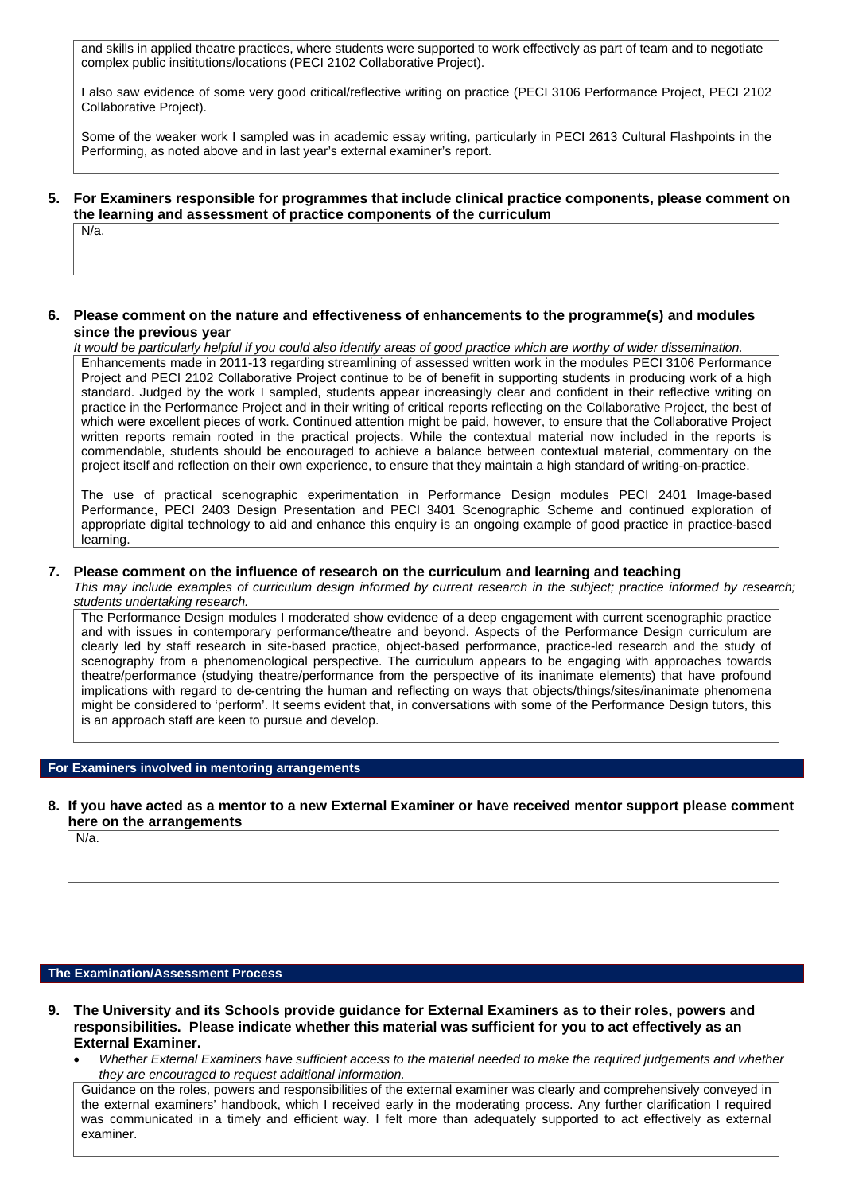and skills in applied theatre practices, where students were supported to work effectively as part of team and to negotiate complex public insititutions/locations (PECI 2102 Collaborative Project).

I also saw evidence of some very good critical/reflective writing on practice (PECI 3106 Performance Project, PECI 2102 Collaborative Project).

Some of the weaker work I sampled was in academic essay writing, particularly in PECI 2613 Cultural Flashpoints in the Performing, as noted above and in last year's external examiner's report.

**5. For Examiners responsible for programmes that include clinical practice components, please comment on the learning and assessment of practice components of the curriculum**

N/a.

**6. Please comment on the nature and effectiveness of enhancements to the programme(s) and modules since the previous year**

*It would be particularly helpful if you could also identify areas of good practice which are worthy of wider dissemination.*

Enhancements made in 2011-13 regarding streamlining of assessed written work in the modules PECI 3106 Performance Project and PECI 2102 Collaborative Project continue to be of benefit in supporting students in producing work of a high standard. Judged by the work I sampled, students appear increasingly clear and confident in their reflective writing on practice in the Performance Project and in their writing of critical reports reflecting on the Collaborative Project, the best of which were excellent pieces of work. Continued attention might be paid, however, to ensure that the Collaborative Project written reports remain rooted in the practical projects. While the contextual material now included in the reports is commendable, students should be encouraged to achieve a balance between contextual material, commentary on the project itself and reflection on their own experience, to ensure that they maintain a high standard of writing-on-practice.

The use of practical scenographic experimentation in Performance Design modules PECI 2401 Image-based Performance, PECI 2403 Design Presentation and PECI 3401 Scenographic Scheme and continued exploration of appropriate digital technology to aid and enhance this enquiry is an ongoing example of good practice in practice-based learning.

**7. Please comment on the influence of research on the curriculum and learning and teaching**

*This may include examples of curriculum design informed by current research in the subject; practice informed by research; students undertaking research.*

The Performance Design modules I moderated show evidence of a deep engagement with current scenographic practice and with issues in contemporary performance/theatre and beyond. Aspects of the Performance Design curriculum are clearly led by staff research in site-based practice, object-based performance, practice-led research and the study of scenography from a phenomenological perspective. The curriculum appears to be engaging with approaches towards theatre/performance (studying theatre/performance from the perspective of its inanimate elements) that have profound implications with regard to de-centring the human and reflecting on ways that objects/things/sites/inanimate phenomena might be considered to 'perform'. It seems evident that, in conversations with some of the Performance Design tutors, this is an approach staff are keen to pursue and develop.

## For Examiners involved in mentoring arrangements

**8. If you have acted as a mentor to a new External Examiner or have received mentor support please comment here on the arrangements**

N/a.

## The Examination/Assessment Process

**9. The University and its Schools provide guidance for External Examiners as to their roles, powers and responsibilities. Please indicate whether this material was sufficient for you to act effectively as an External Examiner.**

- *Whether External Examiners have sufficient access to the material needed to make the required judgements and whether they are encouraged to request additional information.*

Guidance on the roles, powers and responsibilities of the external examiner was clearly and comprehensively conveyed in the external examiners' handbook, which I received early in the moderating process. Any further clarification I required was communicated in a timely and efficient way. I felt more than adequately supported to act effectively as external examiner.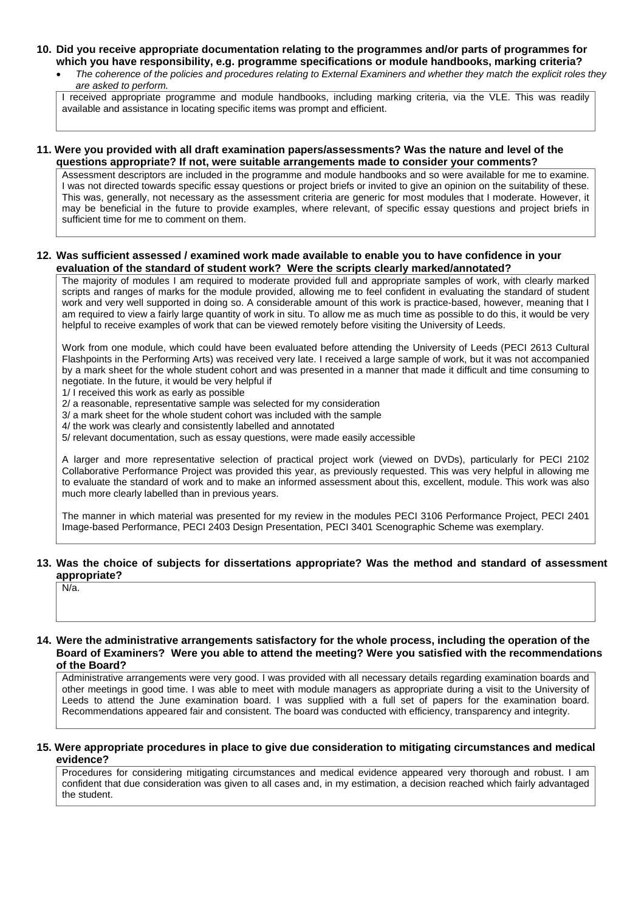**10. Did you receive appropriate documentation relating to the programmes and/or parts of programmes for which you have responsibility, e.g. programme specifications or module handbooks, marking criteria?**

- *The coherence of the policies and procedures relating to External Examiners and whether they match the explicit roles they are asked to perform.*

I received appropriate programme and module handbooks, including marking criteria, via the VLE. This was readily available and assistance in locating specific items was prompt and efficient.

**11. Were you provided with all draft examination papers/assessments? Was the nature and level of the questions appropriate? If not, were suitable arrangements made to consider your comments?**

Assessment descriptors are included in the programme and module handbooks and so were available for me to examine. I was not directed towards specific essay questions or project briefs or invited to give an opinion on the suitability of these. This was, generally, not necessary as the assessment criteria are generic for most modules that I moderate. However, it may be beneficial in the future to provide examples, where relevant, of specific essay questions and project briefs in sufficient time for me to comment on them.

**12. Was sufficient assessed / examined work made available to enable you to have confidence in your evaluation of the standard of student work? Were the scripts clearly marked/annotated?**

The majority of modules I am required to moderate provided full and appropriate samples of work, with clearly marked scripts and ranges of marks for the module provided, allowing me to feel confident in evaluating the standard of student work and very well supported in doing so. A considerable amount of this work is practice-based, however, meaning that I am required to view a fairly large quantity of work in situ. To allow me as much time as possible to do this, it would be very helpful to receive examples of work that can be viewed remotely before visiting the University of Leeds.

Work from one module, which could have been evaluated before attending the University of Leeds (PECI 2613 Cultural Flashpoints in the Performing Arts) was received very late. I received a large sample of work, but it was not accompanied by a mark sheet for the whole student cohort and was presented in a manner that made it difficult and time consuming to negotiate. In the future, it would be very helpful if

1/ I received this work as early as possible
2/ a reasonable, representative sample was selected for my consideration
3/ a mark sheet for the whole student cohort was included with the sample
4/ the work was clearly and consistently labelled and annotated
5/ relevant documentation, such as essay questions, were made easily accessible

A larger and more representative selection of practical project work (viewed on DVDs), particularly for PECI 2102 Collaborative Performance Project was provided this year, as previously requested. This was very helpful in allowing me to evaluate the standard of work and to make an informed assessment about this, excellent, module. This work was also much more clearly labelled than in previous years.

The manner in which material was presented for my review in the modules PECI 3106 Performance Project, PECI 2401 Image-based Performance, PECI 2403 Design Presentation, PECI 3401 Scenographic Scheme was exemplary.

**13. Was the choice of subjects for dissertations appropriate? Was the method and standard of assessment appropriate?**

N/a.

**14. Were the administrative arrangements satisfactory for the whole process, including the operation of the Board of Examiners? Were you able to attend the meeting? Were you satisfied with the recommendations of the Board?**

Administrative arrangements were very good. I was provided with all necessary details regarding examination boards and other meetings in good time. I was able to meet with module managers as appropriate during a visit to the University of Leeds to attend the June examination board. I was supplied with a full set of papers for the examination board. Recommendations appeared fair and consistent. The board was conducted with efficiency, transparency and integrity.

**15. Were appropriate procedures in place to give due consideration to mitigating circumstances and medical evidence?**

Procedures for considering mitigating circumstances and medical evidence appeared very thorough and robust. I am confident that due consideration was given to all cases and, in my estimation, a decision reached which fairly advantaged the student.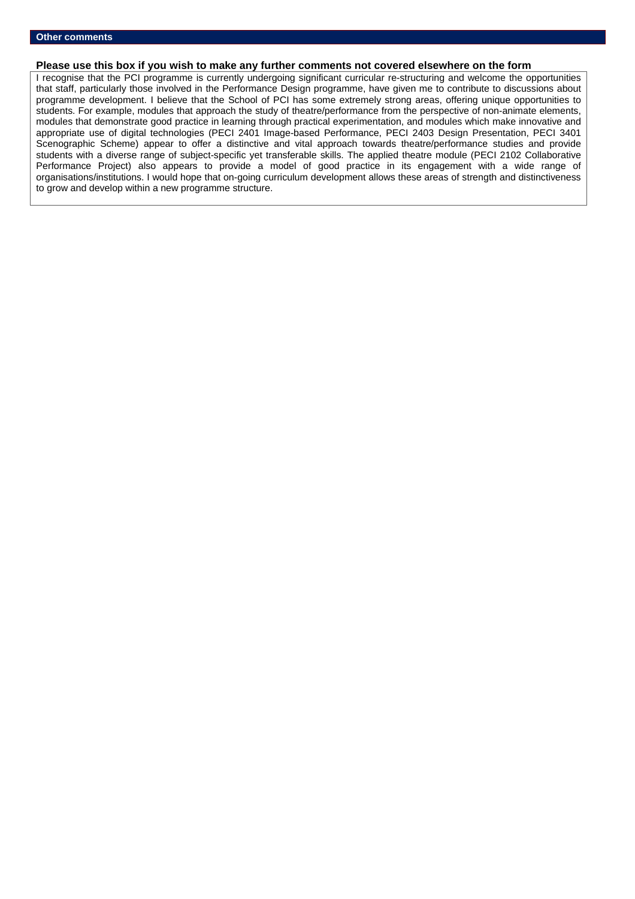## Other comments

**Please use this box if you wish to make any further comments not covered elsewhere on the form**

I recognise that the PCI programme is currently undergoing significant curricular re-structuring and welcome the opportunities that staff, particularly those involved in the Performance Design programme, have given me to contribute to discussions about programme development. I believe that the School of PCI has some extremely strong areas, offering unique opportunities to students. For example, modules that approach the study of theatre/performance from the perspective of non-animate elements, modules that demonstrate good practice in learning through practical experimentation, and modules which make innovative and appropriate use of digital technologies (PECI 2401 Image-based Performance, PECI 2403 Design Presentation, PECI 3401 Scenographic Scheme) appear to offer a distinctive and vital approach towards theatre/performance studies and provide students with a diverse range of subject-specific yet transferable skills. The applied theatre module (PECI 2102 Collaborative Performance Project) also appears to provide a model of good practice in its engagement with a wide range of organisations/institutions. I would hope that on-going curriculum development allows these areas of strength and distinctiveness to grow and develop within a new programme structure.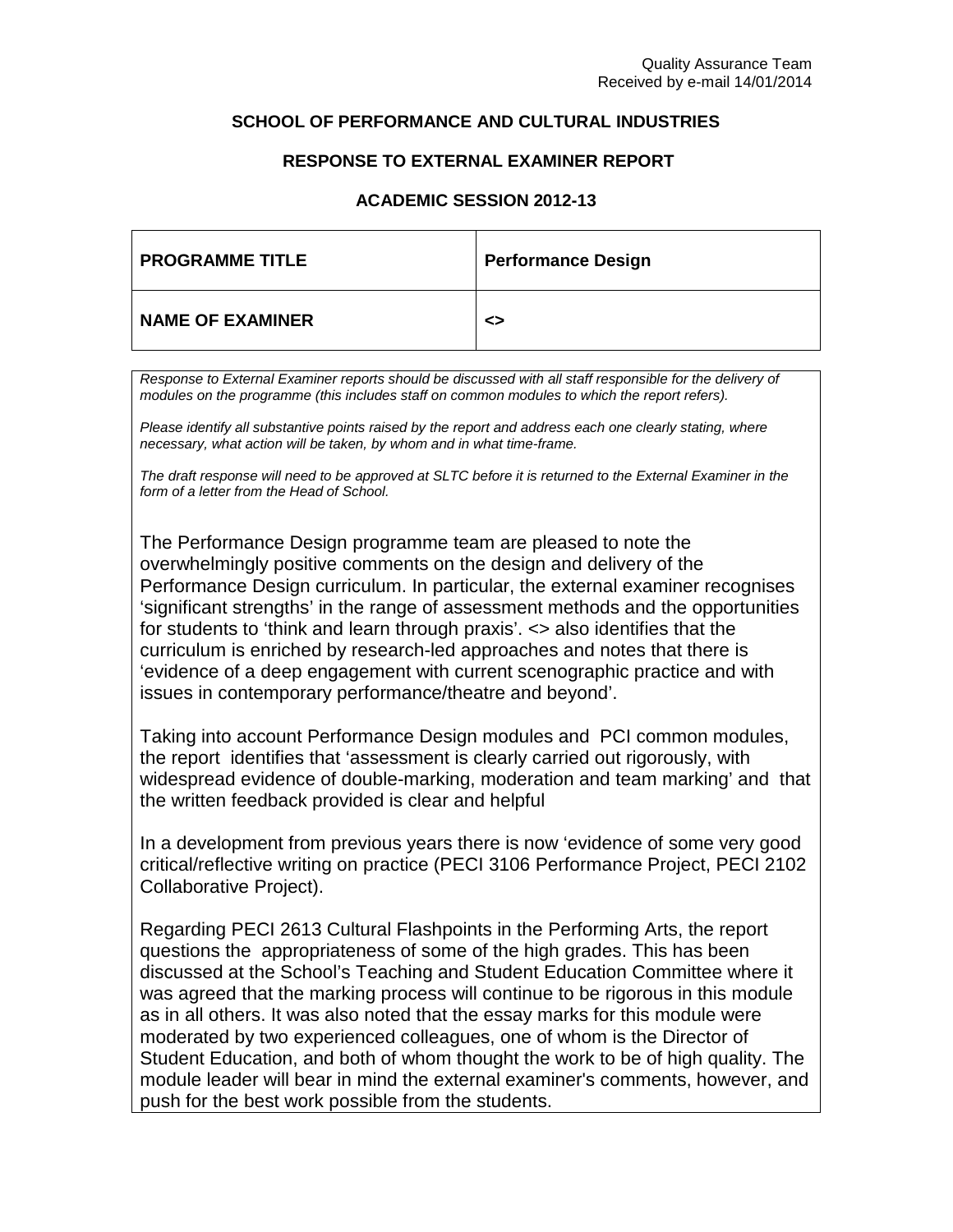Quality Assurance Team
Received by e-mail 14/01/2014

## SCHOOL OF PERFORMANCE AND CULTURAL INDUSTRIES

## RESPONSE TO EXTERNAL EXAMINER REPORT

## ACADEMIC SESSION 2012-13

| **PROGRAMME TITLE** | **Performance Design** |
|---|---|
| **NAME OF EXAMINER** | **<>** |

*Response to External Examiner reports should be discussed with all staff responsible for the delivery of modules on the programme (this includes staff on common modules to which the report refers).*

*Please identify all substantive points raised by the report and address each one clearly stating, where necessary, what action will be taken, by whom and in what time-frame.*

*The draft response will need to be approved at SLTC before it is returned to the External Examiner in the form of a letter from the Head of School.*

The Performance Design programme team are pleased to note the overwhelmingly positive comments on the design and delivery of the Performance Design curriculum. In particular, the external examiner recognises 'significant strengths' in the range of assessment methods and the opportunities for students to 'think and learn through praxis'. <> also identifies that the curriculum is enriched by research-led approaches and notes that there is 'evidence of a deep engagement with current scenographic practice and with issues in contemporary performance/theatre and beyond'.

Taking into account Performance Design modules and PCI common modules, the report identifies that 'assessment is clearly carried out rigorously, with widespread evidence of double-marking, moderation and team marking' and that the written feedback provided is clear and helpful

In a development from previous years there is now 'evidence of some very good critical/reflective writing on practice (PECI 3106 Performance Project, PECI 2102 Collaborative Project).

Regarding PECI 2613 Cultural Flashpoints in the Performing Arts, the report questions the appropriateness of some of the high grades. This has been discussed at the School's Teaching and Student Education Committee where it was agreed that the marking process will continue to be rigorous in this module as in all others. It was also noted that the essay marks for this module were moderated by two experienced colleagues, one of whom is the Director of Student Education, and both of whom thought the work to be of high quality. The module leader will bear in mind the external examiner's comments, however, and push for the best work possible from the students.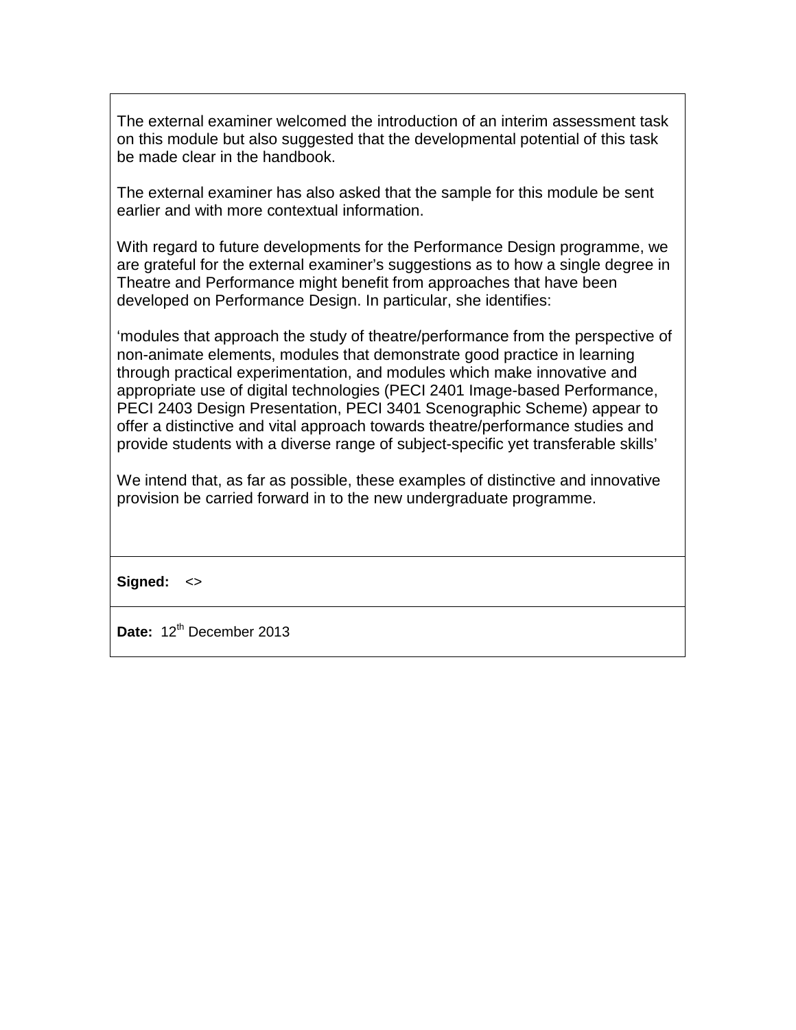The external examiner welcomed the introduction of an interim assessment task on this module but also suggested that the developmental potential of this task be made clear in the handbook.

The external examiner has also asked that the sample for this module be sent earlier and with more contextual information.

With regard to future developments for the Performance Design programme, we are grateful for the external examiner's suggestions as to how a single degree in Theatre and Performance might benefit from approaches that have been developed on Performance Design. In particular, she identifies:

'modules that approach the study of theatre/performance from the perspective of non-animate elements, modules that demonstrate good practice in learning through practical experimentation, and modules which make innovative and appropriate use of digital technologies (PECI 2401 Image-based Performance, PECI 2403 Design Presentation, PECI 3401 Scenographic Scheme) appear to offer a distinctive and vital approach towards theatre/performance studies and provide students with a diverse range of subject-specific yet transferable skills'

We intend that, as far as possible, these examples of distinctive and innovative provision be carried forward in to the new undergraduate programme.

**Signed:** <>

**Date:** 12th December 2013